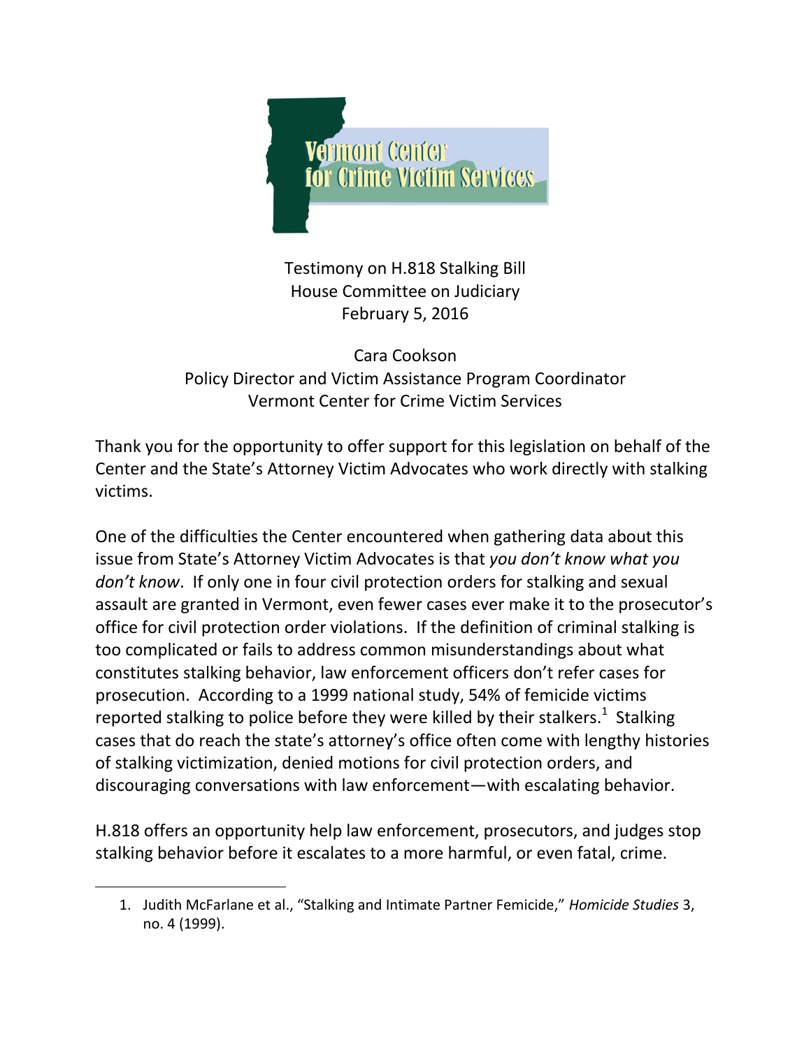Vermont Center for Crime Victim Services

Testimony on H.818 Stalking Bill
House Committee on Judiciary
February 5, 2016

Cara Cookson
Policy Director and Victim Assistance Program Coordinator
Vermont Center for Crime Victim Services

Thank you for the opportunity to offer support for this legislation on behalf of the Center and the State's Attorney Victim Advocates who work directly with stalking victims.

One of the difficulties the Center encountered when gathering data about this issue from State's Attorney Victim Advocates is that *you don't know what you don't know*. If only one in four civil protection orders for stalking and sexual assault are granted in Vermont, even fewer cases ever make it to the prosecutor's office for civil protection order violations. If the definition of criminal stalking is too complicated or fails to address common misunderstandings about what constitutes stalking behavior, law enforcement officers don't refer cases for prosecution. According to a 1999 national study, 54% of femicide victims reported stalking to police before they were killed by their stalkers.[1] Stalking cases that do reach the state's attorney's office often come with lengthy histories of stalking victimization, denied motions for civil protection orders, and discouraging conversations with law enforcement—with escalating behavior.

H.818 offers an opportunity help law enforcement, prosecutors, and judges stop stalking behavior before it escalates to a more harmful, or even fatal, crime.

---

1. Judith McFarlane et al., "Stalking and Intimate Partner Femicide," *Homicide Studies* 3, no. 4 (1999).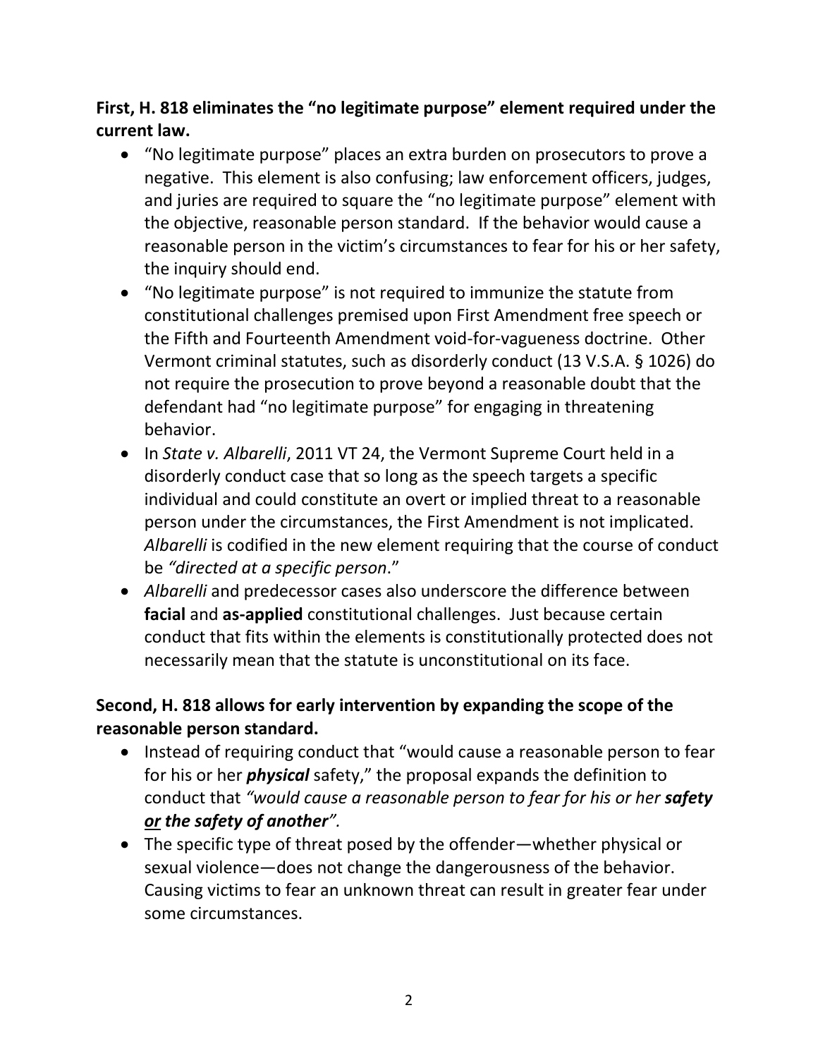**First, H. 818 eliminates the "no legitimate purpose" element required under the current law.**

- "No legitimate purpose" places an extra burden on prosecutors to prove a negative. This element is also confusing; law enforcement officers, judges, and juries are required to square the "no legitimate purpose" element with the objective, reasonable person standard. If the behavior would cause a reasonable person in the victim's circumstances to fear for his or her safety, the inquiry should end.
- "No legitimate purpose" is not required to immunize the statute from constitutional challenges premised upon First Amendment free speech or the Fifth and Fourteenth Amendment void-for-vagueness doctrine. Other Vermont criminal statutes, such as disorderly conduct (13 V.S.A. § 1026) do not require the prosecution to prove beyond a reasonable doubt that the defendant had "no legitimate purpose" for engaging in threatening behavior.
- In *State v. Albarelli*, 2011 VT 24, the Vermont Supreme Court held in a disorderly conduct case that so long as the speech targets a specific individual and could constitute an overt or implied threat to a reasonable person under the circumstances, the First Amendment is not implicated. *Albarelli* is codified in the new element requiring that the course of conduct be *"directed at a specific person*."
- *Albarelli* and predecessor cases also underscore the difference between **facial** and **as-applied** constitutional challenges. Just because certain conduct that fits within the elements is constitutionally protected does not necessarily mean that the statute is unconstitutional on its face.

**Second, H. 818 allows for early intervention by expanding the scope of the reasonable person standard.**

- Instead of requiring conduct that "would cause a reasonable person to fear for his or her ***physical*** safety," the proposal expands the definition to conduct that *"would cause a reasonable person to fear for his or her **safety** **<u>or</u>** **the safety of another**".*
- The specific type of threat posed by the offender—whether physical or sexual violence—does not change the dangerousness of the behavior. Causing victims to fear an unknown threat can result in greater fear under some circumstances.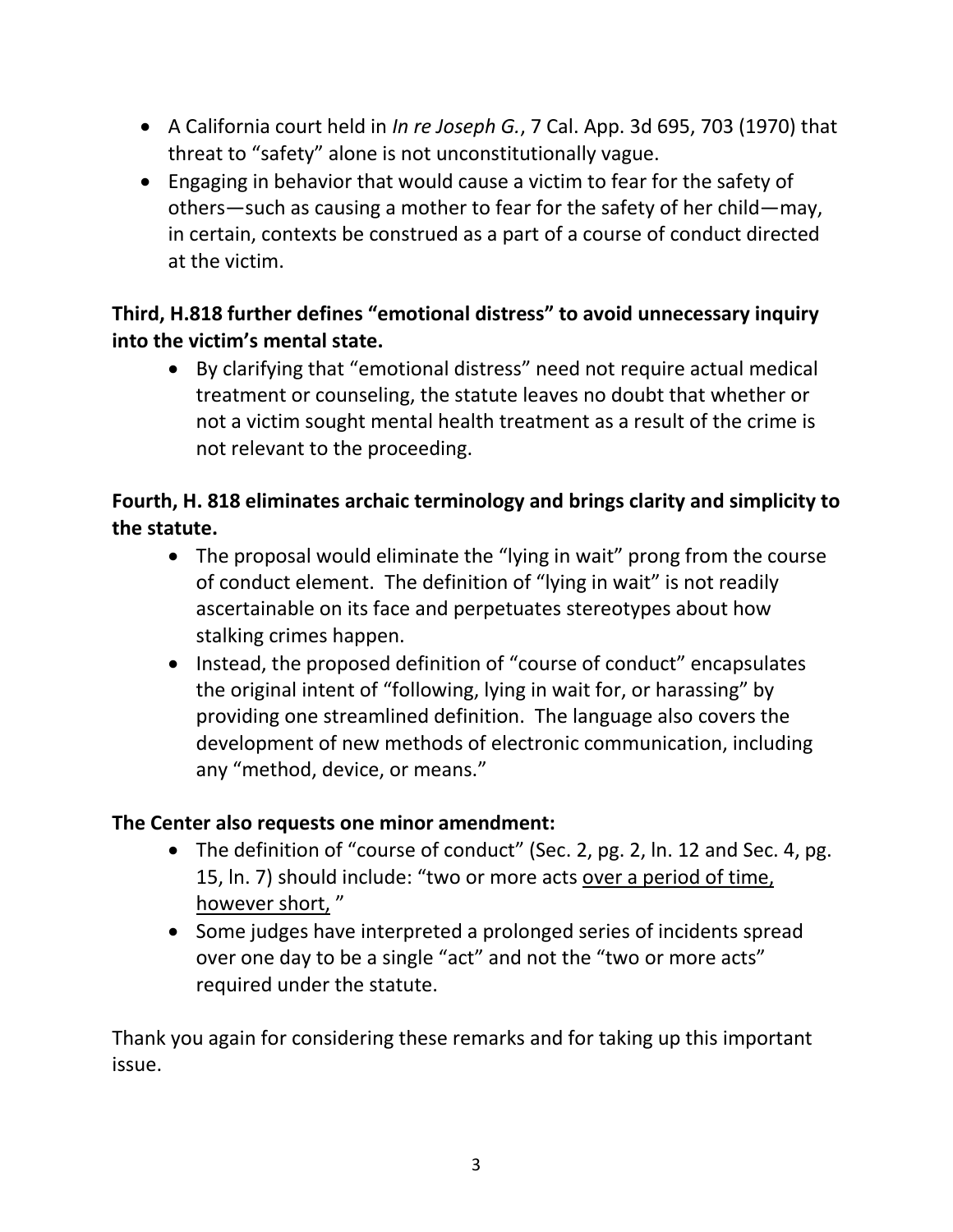- A California court held in *In re Joseph G.*, 7 Cal. App. 3d 695, 703 (1970) that threat to "safety" alone is not unconstitutionally vague.
- Engaging in behavior that would cause a victim to fear for the safety of others—such as causing a mother to fear for the safety of her child—may, in certain, contexts be construed as a part of a course of conduct directed at the victim.

**Third, H.818 further defines "emotional distress" to avoid unnecessary inquiry into the victim's mental state.**

- By clarifying that "emotional distress" need not require actual medical treatment or counseling, the statute leaves no doubt that whether or not a victim sought mental health treatment as a result of the crime is not relevant to the proceeding.

**Fourth, H. 818 eliminates archaic terminology and brings clarity and simplicity to the statute.**

- The proposal would eliminate the "lying in wait" prong from the course of conduct element. The definition of "lying in wait" is not readily ascertainable on its face and perpetuates stereotypes about how stalking crimes happen.
- Instead, the proposed definition of "course of conduct" encapsulates the original intent of "following, lying in wait for, or harassing" by providing one streamlined definition. The language also covers the development of new methods of electronic communication, including any "method, device, or means."

**The Center also requests one minor amendment:**

- The definition of "course of conduct" (Sec. 2, pg. 2, ln. 12 and Sec. 4, pg. 15, ln. 7) should include: "two or more acts <u>over a period of time, however short,</u> "
- Some judges have interpreted a prolonged series of incidents spread over one day to be a single "act" and not the "two or more acts" required under the statute.

Thank you again for considering these remarks and for taking up this important issue.